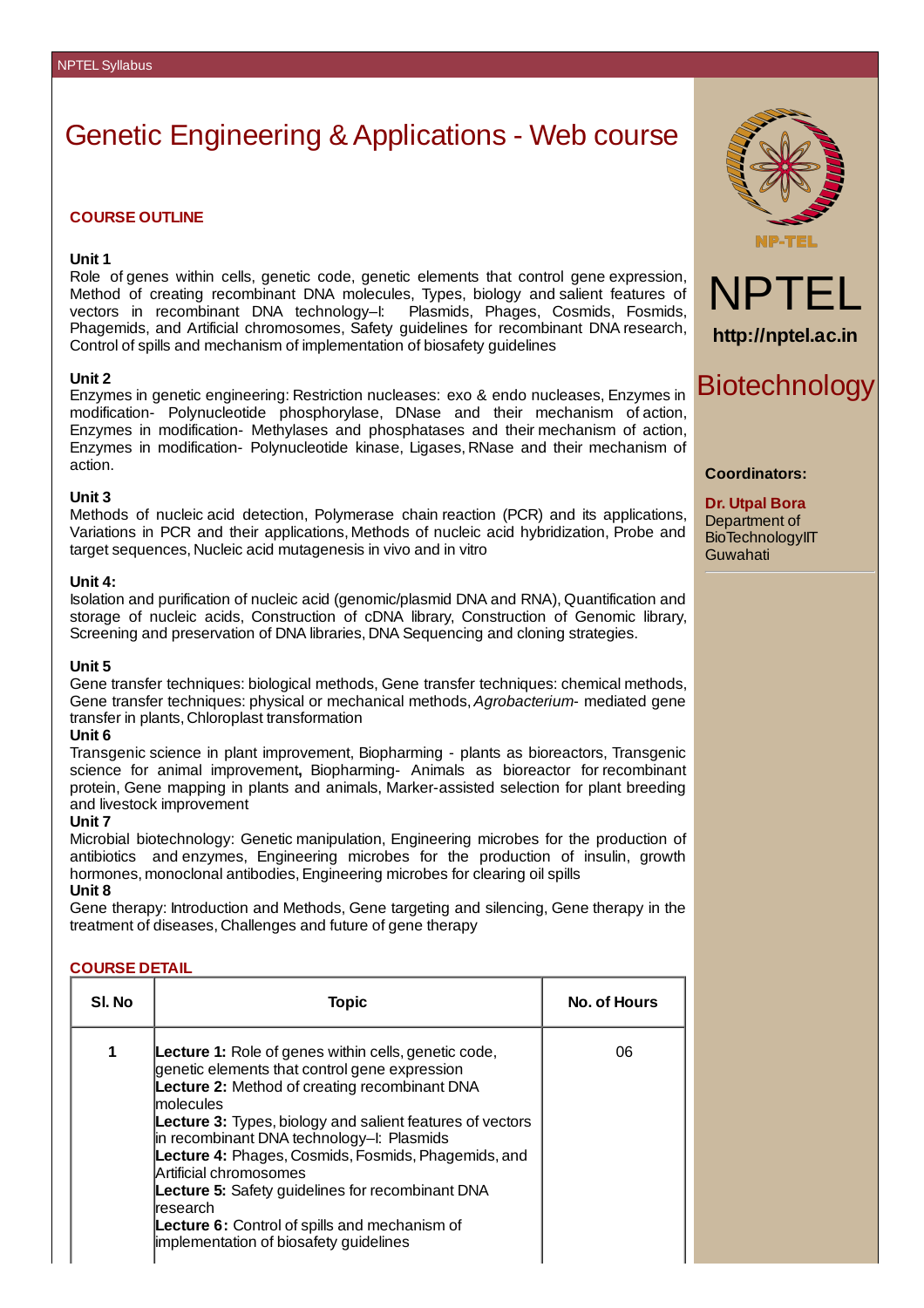# Genetic Engineering & Applications - Web course

NPTEL

http://nptel.ac.in

## Biotechnology

**Coordinators:**

**Dr. Utpal Bora**
Department of BioTechnologyIIT Guwahati

## COURSE OUTLINE

**Unit 1**
Role of genes within cells, genetic code, genetic elements that control gene expression, Method of creating recombinant DNA molecules, Types, biology and salient features of vectors in recombinant DNA technology–I: Plasmids, Phages, Cosmids, Fosmids, Phagemids, and Artificial chromosomes, Safety guidelines for recombinant DNA research, Control of spills and mechanism of implementation of biosafety guidelines

**Unit 2**
Enzymes in genetic engineering: Restriction nucleases: exo & endo nucleases, Enzymes in modification- Polynucleotide phosphorylase, DNase and their mechanism of action, Enzymes in modification- Methylases and phosphatases and their mechanism of action, Enzymes in modification- Polynucleotide kinase, Ligases, RNase and their mechanism of action.

**Unit 3**
Methods of nucleic acid detection, Polymerase chain reaction (PCR) and its applications, Variations in PCR and their applications, Methods of nucleic acid hybridization, Probe and target sequences, Nucleic acid mutagenesis in vivo and in vitro

**Unit 4:**
Isolation and purification of nucleic acid (genomic/plasmid DNA and RNA), Quantification and storage of nucleic acids, Construction of cDNA library, Construction of Genomic library, Screening and preservation of DNA libraries, DNA Sequencing and cloning strategies.

**Unit 5**
Gene transfer techniques: biological methods, Gene transfer techniques: chemical methods, Gene transfer techniques: physical or mechanical methods, *Agrobacterium*- mediated gene transfer in plants, Chloroplast transformation

**Unit 6**
Transgenic science in plant improvement, Biopharming - plants as bioreactors, Transgenic science for animal improvement**,** Biopharming- Animals as bioreactor for recombinant protein, Gene mapping in plants and animals, Marker-assisted selection for plant breeding and livestock improvement

**Unit 7**
Microbial biotechnology: Genetic manipulation, Engineering microbes for the production of antibiotics and enzymes, Engineering microbes for the production of insulin, growth hormones, monoclonal antibodies, Engineering microbes for clearing oil spills

**Unit 8**
Gene therapy: Introduction and Methods, Gene targeting and silencing, Gene therapy in the treatment of diseases, Challenges and future of gene therapy

## COURSE DETAIL

| Sl. No | Topic | No. of Hours |
|---|---|---|
| 1 | **Lecture 1:** Role of genes within cells, genetic code, genetic elements that control gene expression<br>**Lecture 2:** Method of creating recombinant DNA molecules<br>**Lecture 3:** Types, biology and salient features of vectors in recombinant DNA technology–I: Plasmids<br>**Lecture 4:** Phages, Cosmids, Fosmids, Phagemids, and Artificial chromosomes<br>**Lecture 5:** Safety guidelines for recombinant DNA research<br>**Lecture 6:** Control of spills and mechanism of implementation of biosafety guidelines | 06 |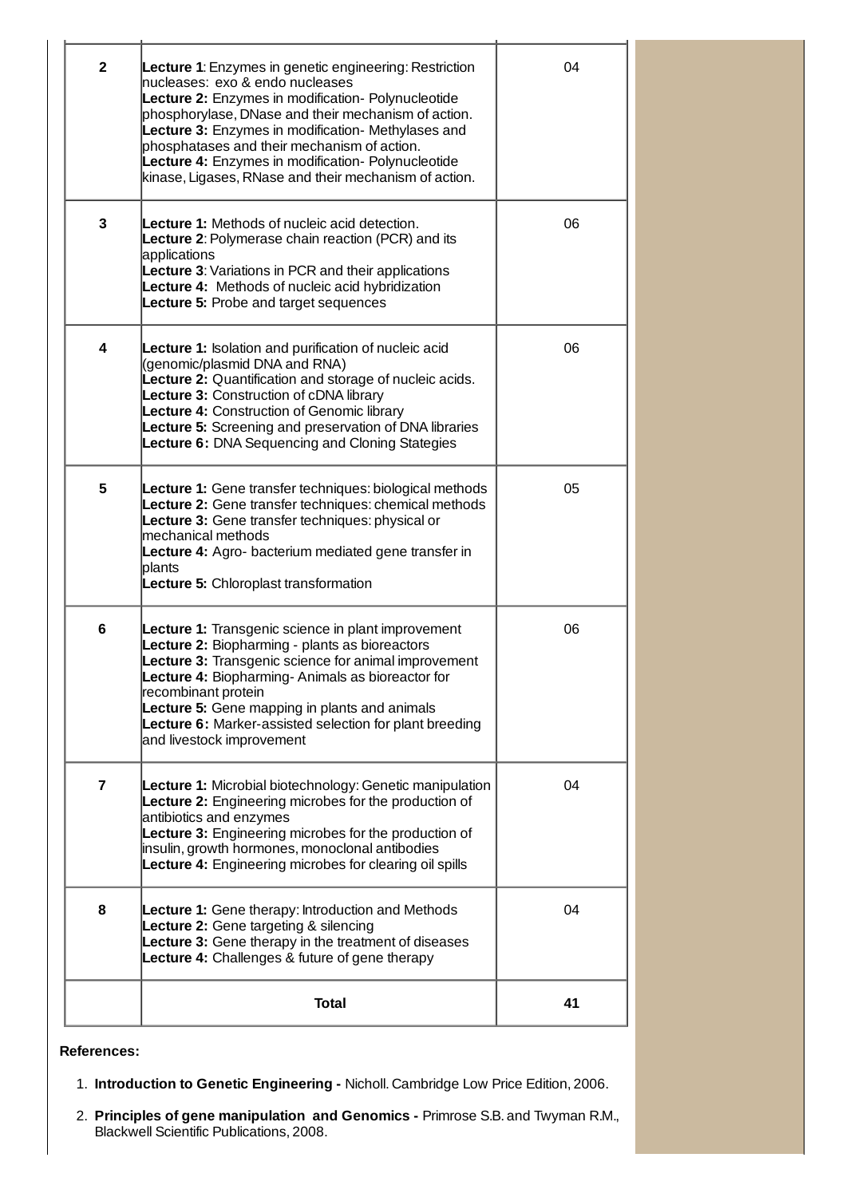| | | |
|---|---|---|
| **2** | **Lecture 1**: Enzymes in genetic engineering: Restriction nucleases: exo & endo nucleases<br>**Lecture 2:** Enzymes in modification- Polynucleotide phosphorylase, DNase and their mechanism of action.<br>**Lecture 3:** Enzymes in modification- Methylases and phosphatases and their mechanism of action.<br>**Lecture 4:** Enzymes in modification- Polynucleotide kinase, Ligases, RNase and their mechanism of action. | 04 |
| **3** | **Lecture 1:** Methods of nucleic acid detection.<br>**Lecture 2**: Polymerase chain reaction (PCR) and its applications<br>**Lecture 3**: Variations in PCR and their applications<br>**Lecture 4:** Methods of nucleic acid hybridization<br>**Lecture 5:** Probe and target sequences | 06 |
| **4** | **Lecture 1:** Isolation and purification of nucleic acid (genomic/plasmid DNA and RNA)<br>**Lecture 2:** Quantification and storage of nucleic acids.<br>**Lecture 3:** Construction of cDNA library<br>**Lecture 4:** Construction of Genomic library<br>**Lecture 5:** Screening and preservation of DNA libraries<br>**Lecture 6:** DNA Sequencing and Cloning Stategies | 06 |
| **5** | **Lecture 1:** Gene transfer techniques: biological methods<br>**Lecture 2:** Gene transfer techniques: chemical methods<br>**Lecture 3:** Gene transfer techniques: physical or mechanical methods<br>**Lecture 4:** Agro- bacterium mediated gene transfer in plants<br>**Lecture 5:** Chloroplast transformation | 05 |
| **6** | **Lecture 1:** Transgenic science in plant improvement<br>**Lecture 2:** Biopharming - plants as bioreactors<br>**Lecture 3:** Transgenic science for animal improvement<br>**Lecture 4:** Biopharming- Animals as bioreactor for recombinant protein<br>**Lecture 5:** Gene mapping in plants and animals<br>**Lecture 6:** Marker-assisted selection for plant breeding and livestock improvement | 06 |
| **7** | **Lecture 1:** Microbial biotechnology: Genetic manipulation<br>**Lecture 2:** Engineering microbes for the production of antibiotics and enzymes<br>**Lecture 3:** Engineering microbes for the production of insulin, growth hormones, monoclonal antibodies<br>**Lecture 4:** Engineering microbes for clearing oil spills | 04 |
| **8** | **Lecture 1:** Gene therapy: Introduction and Methods<br>**Lecture 2:** Gene targeting & silencing<br>**Lecture 3:** Gene therapy in the treatment of diseases<br>**Lecture 4:** Challenges & future of gene therapy | 04 |
| | **Total** | **41** |

**References:**

1. **Introduction to Genetic Engineering -** Nicholl. Cambridge Low Price Edition, 2006.
2. **Principles of gene manipulation and Genomics -** Primrose S.B. and Twyman R.M., Blackwell Scientific Publications, 2008.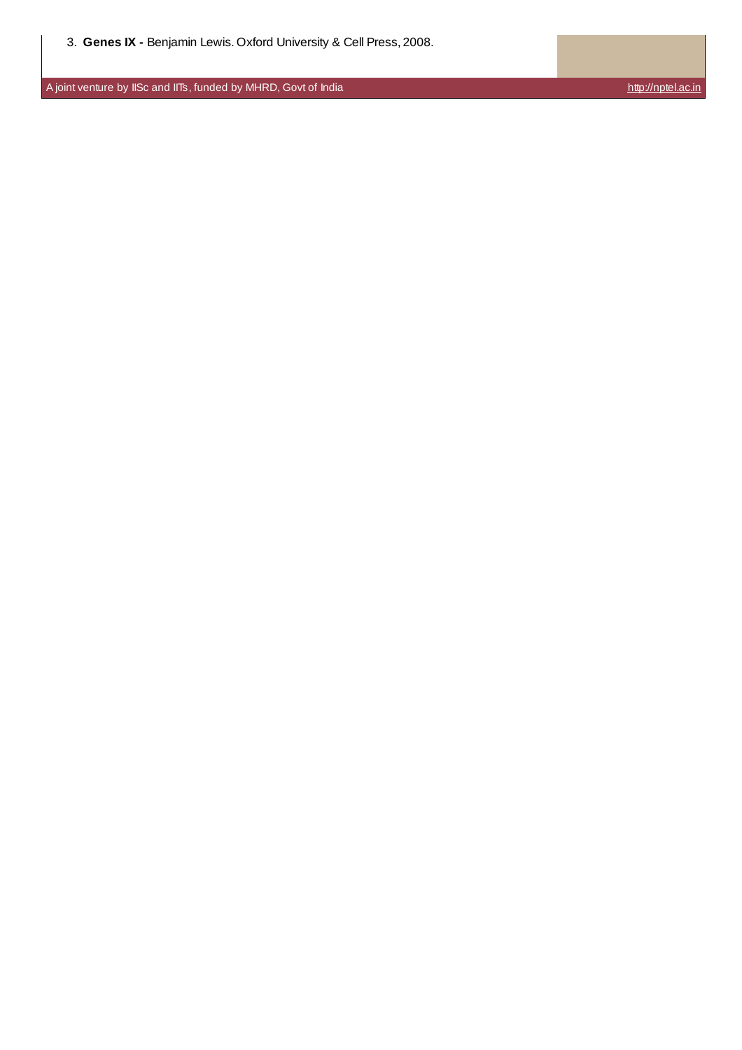3. **Genes IX -** Benjamin Lewis. Oxford University & Cell Press, 2008.